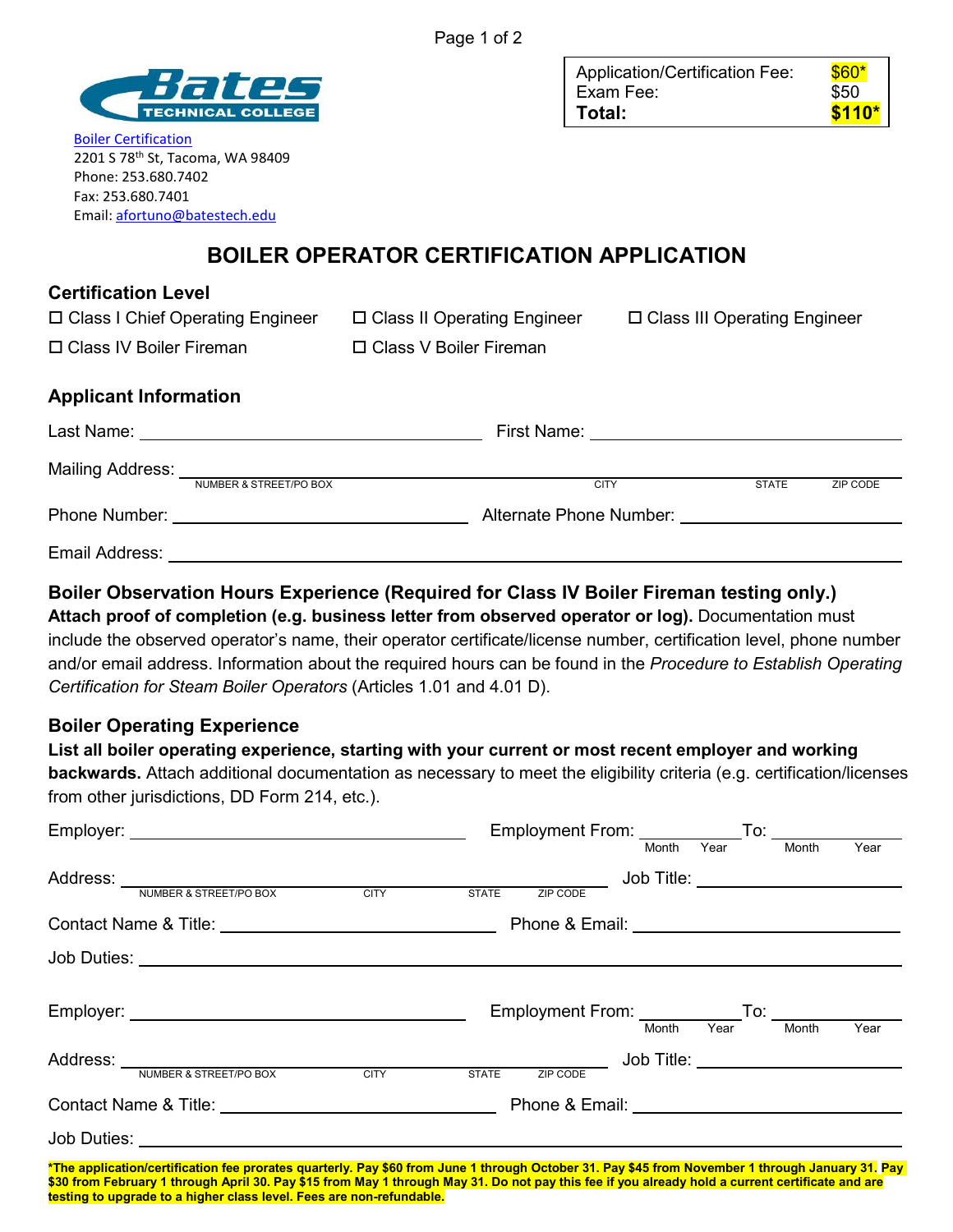Bates TECHNICAL COLLEGE

Boiler Certification
2201 S 78th St, Tacoma, WA 98409
Phone: 253.680.7402
Fax: 253.680.7401
Email: afortuno@batestech.edu

| Application/Certification Fee: | $60* |
|---|---|
| Exam Fee: | $50 |
| **Total:** | **$110*** |

# BOILER OPERATOR CERTIFICATION APPLICATION

## Certification Level

☐ Class I Chief Operating Engineer ☐ Class II Operating Engineer ☐ Class III Operating Engineer

☐ Class IV Boiler Fireman ☐ Class V Boiler Fireman

## Applicant Information

Last Name: ______________________ First Name: ______________________

Mailing Address: ______________________________________________
NUMBER & STREET/PO BOX CITY STATE ZIP CODE

Phone Number: ______________________ Alternate Phone Number: ______________________

Email Address: ______________________________________________

## Boiler Observation Hours Experience (Required for Class IV Boiler Fireman testing only.)

**Attach proof of completion (e.g. business letter from observed operator or log).** Documentation must include the observed operator's name, their operator certificate/license number, certification level, phone number and/or email address. Information about the required hours can be found in the *Procedure to Establish Operating Certification for Steam Boiler Operators* (Articles 1.01 and 4.01 D).

## Boiler Operating Experience

**List all boiler operating experience, starting with your current or most recent employer and working backwards.** Attach additional documentation as necessary to meet the eligibility criteria (e.g. certification/licenses from other jurisdictions, DD Form 214, etc.).

Employer: ______________________ Employment From: ________ To: ________
Month Year Month Year

Address: ______________________________________________ Job Title: ______________________
NUMBER & STREET/PO BOX CITY STATE ZIP CODE

Contact Name & Title: ______________________ Phone & Email: ______________________

Job Duties: ______________________________________________

Employer: ______________________ Employment From: ________ To: ________
Month Year Month Year

Address: ______________________________________________ Job Title: ______________________
NUMBER & STREET/PO BOX CITY STATE ZIP CODE

Contact Name & Title: ______________________ Phone & Email: ______________________

Job Duties: ______________________________________________

**\*The application/certification fee prorates quarterly. Pay $60 from June 1 through October 31. Pay $45 from November 1 through January 31. Pay $30 from February 1 through April 30. Pay $15 from May 1 through May 31. Do not pay this fee if you already hold a current certificate and are testing to upgrade to a higher class level. Fees are non-refundable.**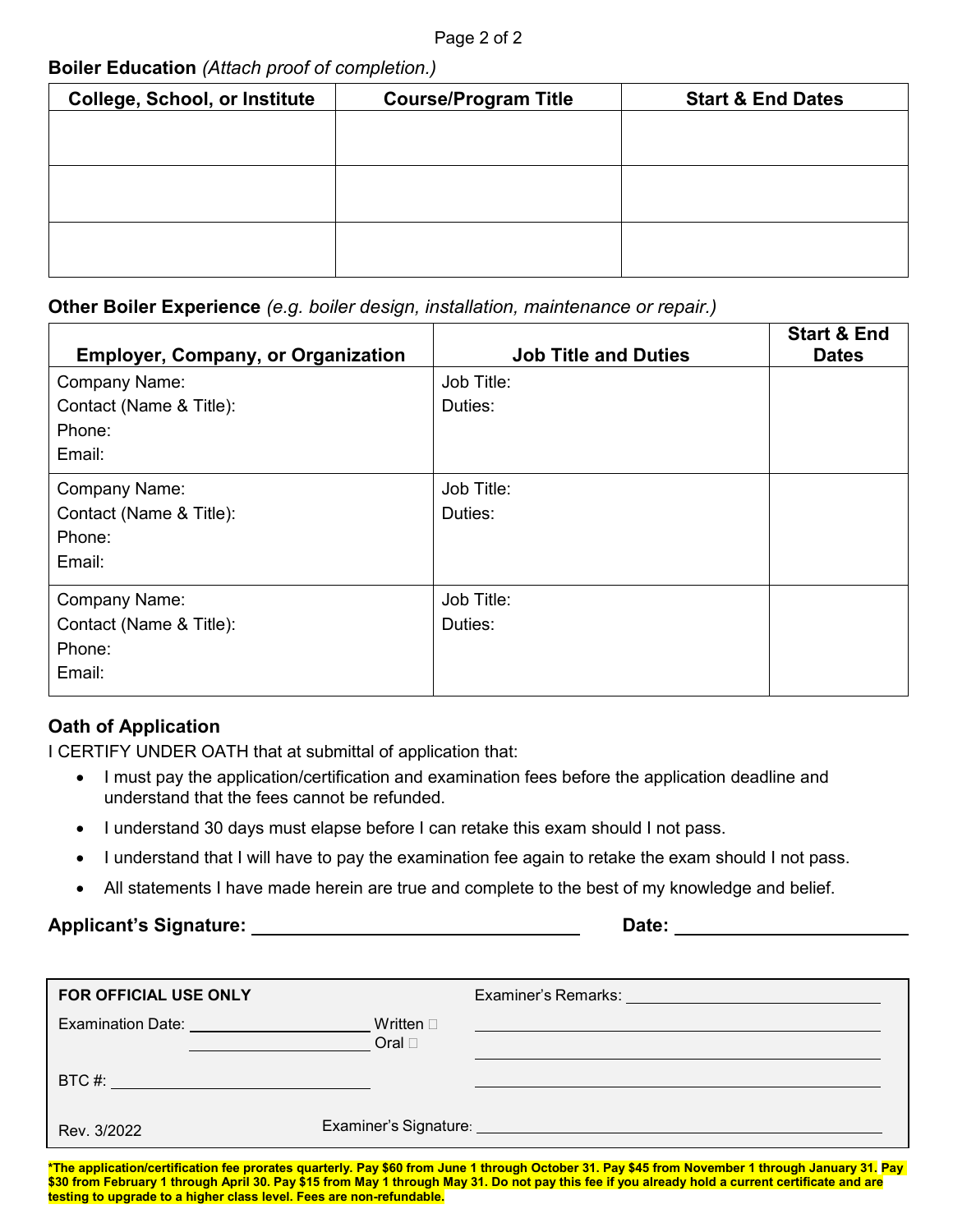## Boiler Education *(Attach proof of completion.)*

| College, School, or Institute | Course/Program Title | Start & End Dates |
|---|---|---|
| | | |
| | | |
| | | |

## Other Boiler Experience *(e.g. boiler design, installation, maintenance or repair.)*

| Employer, Company, or Organization | Job Title and Duties | Start & End Dates |
|---|---|---|
| Company Name:<br>Contact (Name & Title):<br>Phone:<br>Email: | Job Title:<br>Duties: | |
| Company Name:<br>Contact (Name & Title):<br>Phone:<br>Email: | Job Title:<br>Duties: | |
| Company Name:<br>Contact (Name & Title):<br>Phone:<br>Email: | Job Title:<br>Duties: | |

## Oath of Application

I CERTIFY UNDER OATH that at submittal of application that:

- I must pay the application/certification and examination fees before the application deadline and understand that the fees cannot be refunded.
- I understand 30 days must elapse before I can retake this exam should I not pass.
- I understand that I will have to pay the examination fee again to retake the exam should I not pass.
- All statements I have made herein are true and complete to the best of my knowledge and belief.

**Applicant's Signature:** \_\_\_\_\_\_\_\_\_\_\_\_\_\_\_\_\_\_\_\_\_\_\_\_\_\_\_\_\_\_ **Date:** \_\_\_\_\_\_\_\_\_\_\_\_\_\_\_\_\_\_\_\_

**FOR OFFICIAL USE ONLY**

Examination Date: \_\_\_\_\_\_\_\_\_\_\_\_\_\_\_\_\_\_ Written ☐

\_\_\_\_\_\_\_\_\_\_\_\_\_\_\_\_\_\_ Oral ☐

BTC #: \_\_\_\_\_\_\_\_\_\_\_\_\_\_\_\_\_\_\_\_\_\_\_\_

Examiner's Remarks: \_\_\_\_\_\_\_\_\_\_\_\_\_\_\_\_\_\_\_\_\_\_\_\_

Examiner's Signature: \_\_\_\_\_\_\_\_\_\_\_\_\_\_\_\_\_\_\_\_\_\_\_\_

Rev. 3/2022

**\*The application/certification fee prorates quarterly. Pay $60 from June 1 through October 31. Pay $45 from November 1 through January 31. Pay $30 from February 1 through April 30. Pay $15 from May 1 through May 31. Do not pay this fee if you already hold a current certificate and are testing to upgrade to a higher class level. Fees are non-refundable.**